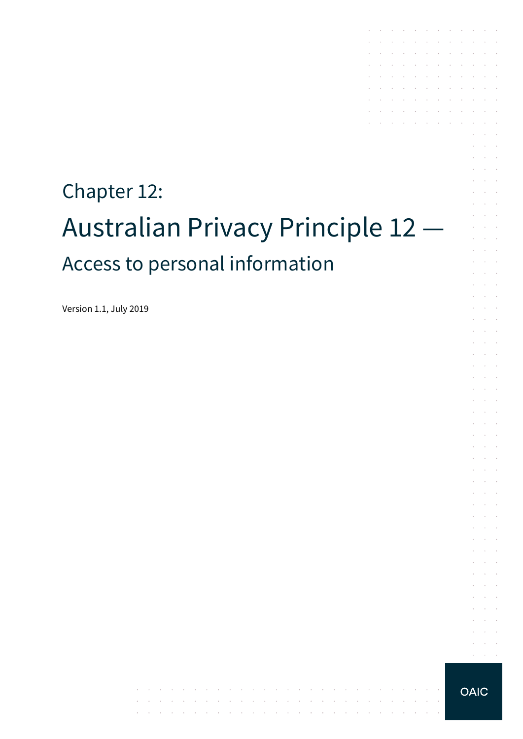Chapter 12:

# Australian Privacy Principle 12 —

## Access to personal information

Version 1.1, July 2019

OAIC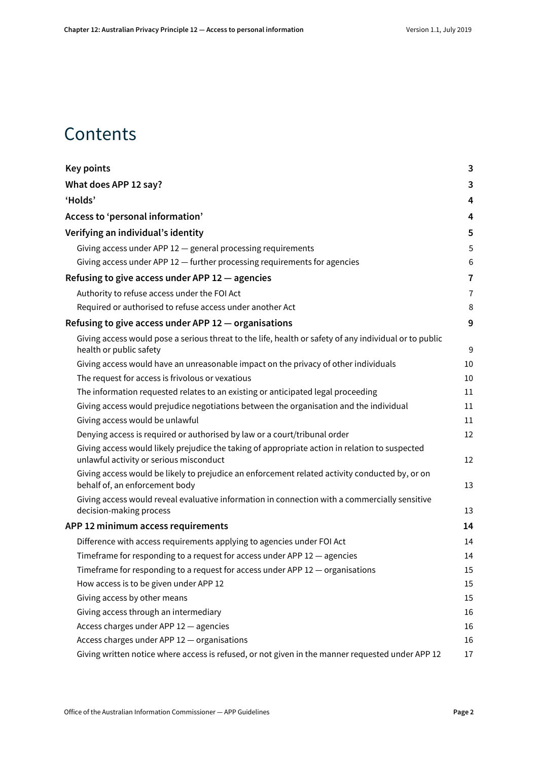# Contents

| | |
|---|---|
| **Key points** | **3** |
| **What does APP 12 say?** | **3** |
| **'Holds'** | **4** |
| **Access to 'personal information'** | **4** |
| **Verifying an individual's identity** | **5** |
| Giving access under APP 12 — general processing requirements | 5 |
| Giving access under APP 12 — further processing requirements for agencies | 6 |
| **Refusing to give access under APP 12 — agencies** | **7** |
| Authority to refuse access under the FOI Act | 7 |
| Required or authorised to refuse access under another Act | 8 |
| **Refusing to give access under APP 12 — organisations** | **9** |
| Giving access would pose a serious threat to the life, health or safety of any individual or to public health or public safety | 9 |
| Giving access would have an unreasonable impact on the privacy of other individuals | 10 |
| The request for access is frivolous or vexatious | 10 |
| The information requested relates to an existing or anticipated legal proceeding | 11 |
| Giving access would prejudice negotiations between the organisation and the individual | 11 |
| Giving access would be unlawful | 11 |
| Denying access is required or authorised by law or a court/tribunal order | 12 |
| Giving access would likely prejudice the taking of appropriate action in relation to suspected unlawful activity or serious misconduct | 12 |
| Giving access would be likely to prejudice an enforcement related activity conducted by, or on behalf of, an enforcement body | 13 |
| Giving access would reveal evaluative information in connection with a commercially sensitive decision-making process | 13 |
| **APP 12 minimum access requirements** | **14** |
| Difference with access requirements applying to agencies under FOI Act | 14 |
| Timeframe for responding to a request for access under APP 12 — agencies | 14 |
| Timeframe for responding to a request for access under APP 12 — organisations | 15 |
| How access is to be given under APP 12 | 15 |
| Giving access by other means | 15 |
| Giving access through an intermediary | 16 |
| Access charges under APP 12 — agencies | 16 |
| Access charges under APP 12 — organisations | 16 |
| Giving written notice where access is refused, or not given in the manner requested under APP 12 | 17 |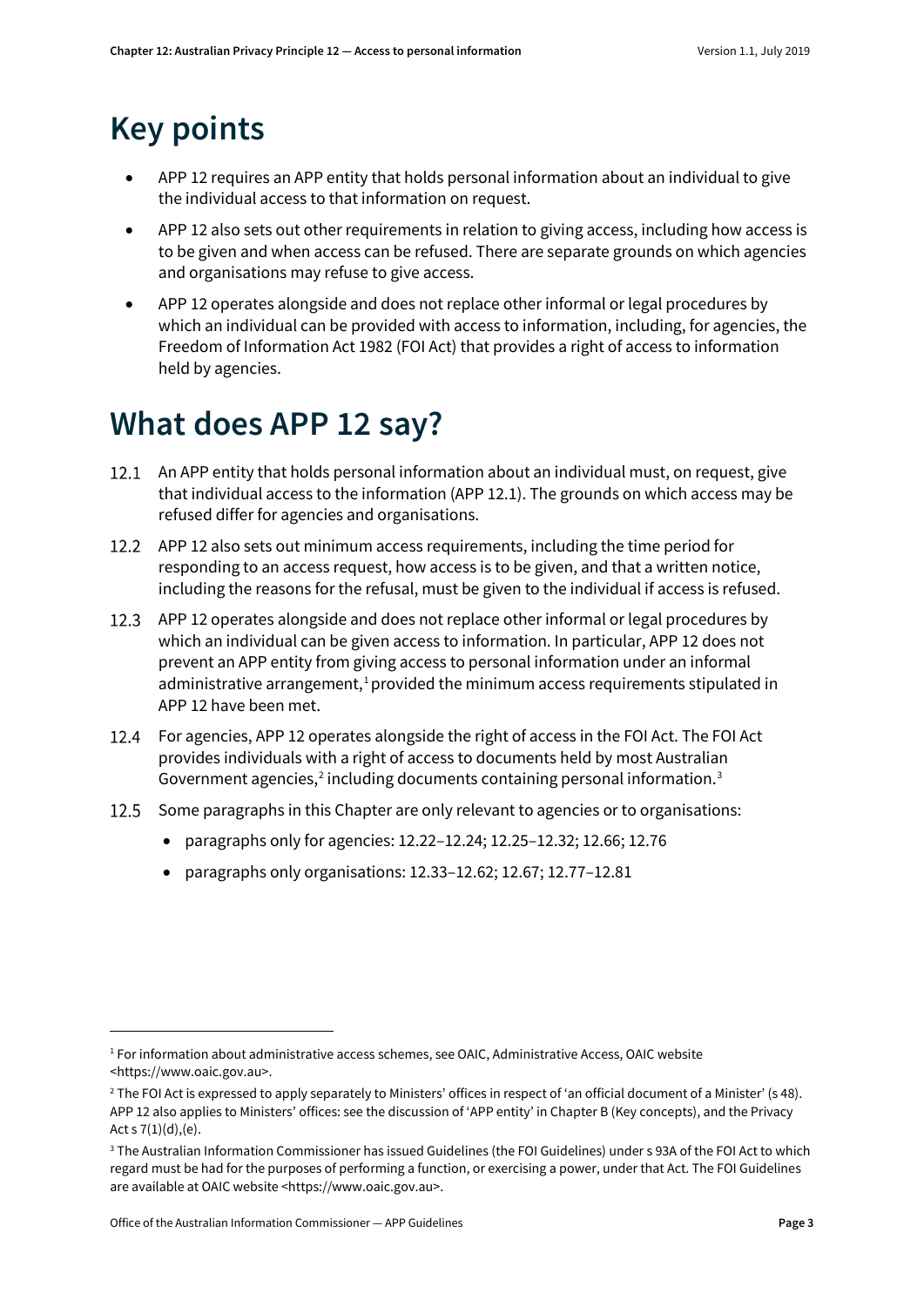# Key points

- APP 12 requires an APP entity that holds personal information about an individual to give the individual access to that information on request.
- APP 12 also sets out other requirements in relation to giving access, including how access is to be given and when access can be refused. There are separate grounds on which agencies and organisations may refuse to give access.
- APP 12 operates alongside and does not replace other informal or legal procedures by which an individual can be provided with access to information, including, for agencies, the Freedom of Information Act 1982 (FOI Act) that provides a right of access to information held by agencies.

# What does APP 12 say?

12.1 An APP entity that holds personal information about an individual must, on request, give that individual access to the information (APP 12.1). The grounds on which access may be refused differ for agencies and organisations.

12.2 APP 12 also sets out minimum access requirements, including the time period for responding to an access request, how access is to be given, and that a written notice, including the reasons for the refusal, must be given to the individual if access is refused.

12.3 APP 12 operates alongside and does not replace other informal or legal procedures by which an individual can be given access to information. In particular, APP 12 does not prevent an APP entity from giving access to personal information under an informal administrative arrangement,[1] provided the minimum access requirements stipulated in APP 12 have been met.

12.4 For agencies, APP 12 operates alongside the right of access in the FOI Act. The FOI Act provides individuals with a right of access to documents held by most Australian Government agencies,[2] including documents containing personal information.[3]

12.5 Some paragraphs in this Chapter are only relevant to agencies or to organisations:

- paragraphs only for agencies: 12.22–12.24; 12.25–12.32; 12.66; 12.76
- paragraphs only organisations: 12.33–12.62; 12.67; 12.77–12.81

---

[1] For information about administrative access schemes, see OAIC, Administrative Access, OAIC website <https://www.oaic.gov.au>.

[2] The FOI Act is expressed to apply separately to Ministers' offices in respect of 'an official document of a Minister' (s 48). APP 12 also applies to Ministers' offices: see the discussion of 'APP entity' in Chapter B (Key concepts), and the Privacy Act s 7(1)(d),(e).

[3] The Australian Information Commissioner has issued Guidelines (the FOI Guidelines) under s 93A of the FOI Act to which regard must be had for the purposes of performing a function, or exercising a power, under that Act. The FOI Guidelines are available at OAIC website <https://www.oaic.gov.au>.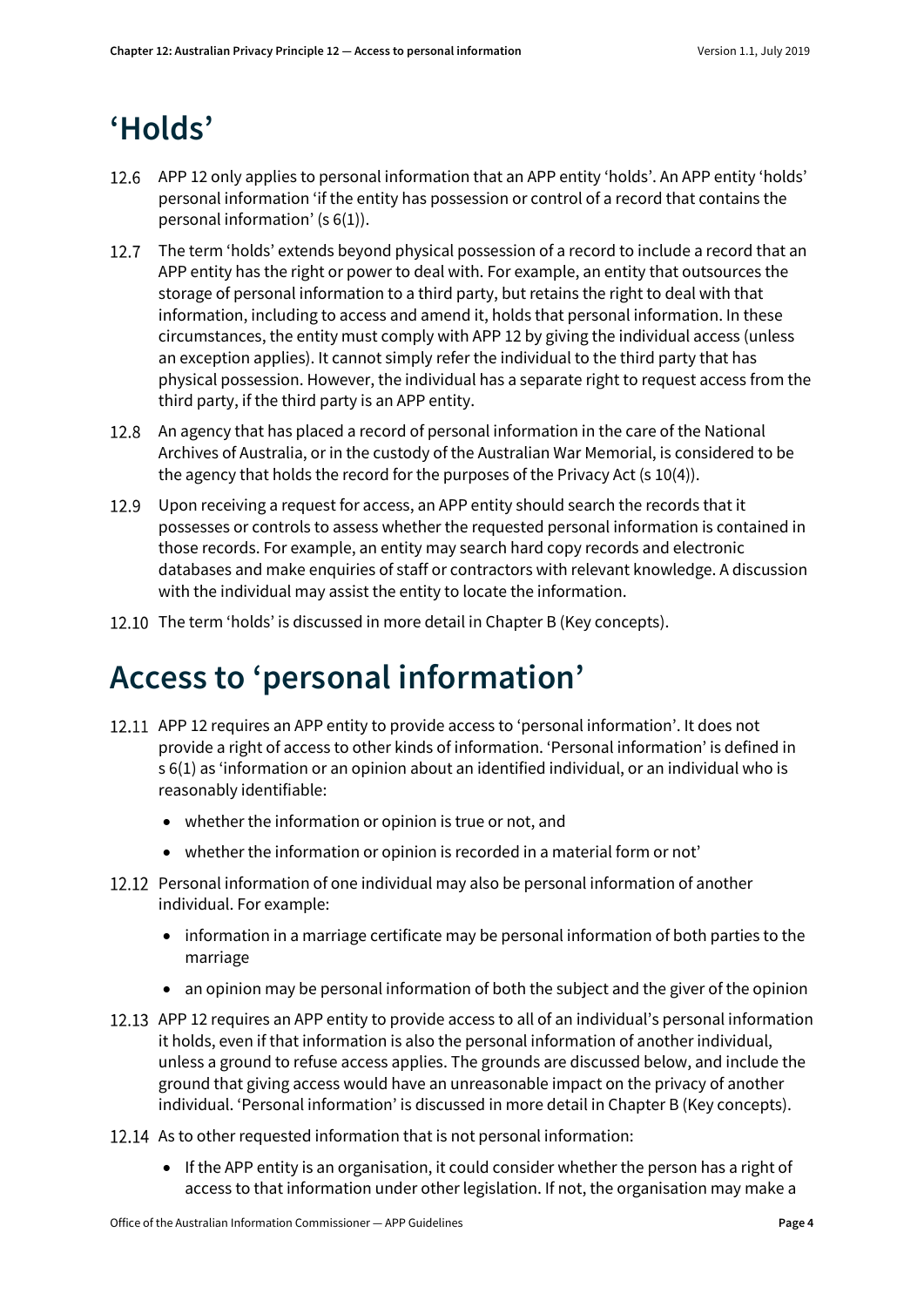# 'Holds'

12.6 APP 12 only applies to personal information that an APP entity 'holds'. An APP entity 'holds' personal information 'if the entity has possession or control of a record that contains the personal information' (s 6(1)).

12.7 The term 'holds' extends beyond physical possession of a record to include a record that an APP entity has the right or power to deal with. For example, an entity that outsources the storage of personal information to a third party, but retains the right to deal with that information, including to access and amend it, holds that personal information. In these circumstances, the entity must comply with APP 12 by giving the individual access (unless an exception applies). It cannot simply refer the individual to the third party that has physical possession. However, the individual has a separate right to request access from the third party, if the third party is an APP entity.

12.8 An agency that has placed a record of personal information in the care of the National Archives of Australia, or in the custody of the Australian War Memorial, is considered to be the agency that holds the record for the purposes of the Privacy Act (s 10(4)).

12.9 Upon receiving a request for access, an APP entity should search the records that it possesses or controls to assess whether the requested personal information is contained in those records. For example, an entity may search hard copy records and electronic databases and make enquiries of staff or contractors with relevant knowledge. A discussion with the individual may assist the entity to locate the information.

12.10 The term 'holds' is discussed in more detail in Chapter B (Key concepts).

# Access to 'personal information'

12.11 APP 12 requires an APP entity to provide access to 'personal information'. It does not provide a right of access to other kinds of information. 'Personal information' is defined in s 6(1) as 'information or an opinion about an identified individual, or an individual who is reasonably identifiable:

- whether the information or opinion is true or not, and
- whether the information or opinion is recorded in a material form or not'

12.12 Personal information of one individual may also be personal information of another individual. For example:

- information in a marriage certificate may be personal information of both parties to the marriage
- an opinion may be personal information of both the subject and the giver of the opinion

12.13 APP 12 requires an APP entity to provide access to all of an individual's personal information it holds, even if that information is also the personal information of another individual, unless a ground to refuse access applies. The grounds are discussed below, and include the ground that giving access would have an unreasonable impact on the privacy of another individual. 'Personal information' is discussed in more detail in Chapter B (Key concepts).

12.14 As to other requested information that is not personal information:

- If the APP entity is an organisation, it could consider whether the person has a right of access to that information under other legislation. If not, the organisation may make a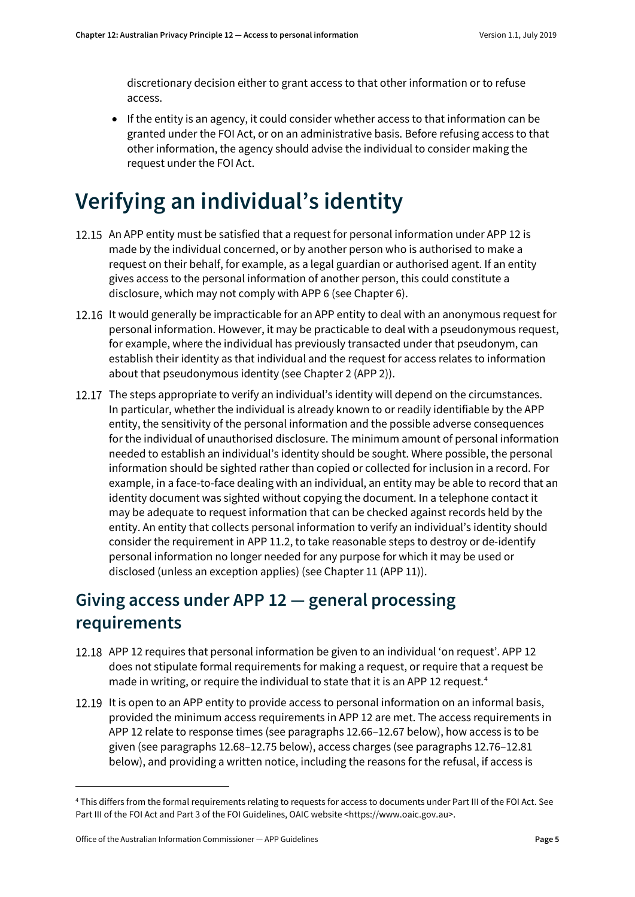discretionary decision either to grant access to that other information or to refuse access.

- If the entity is an agency, it could consider whether access to that information can be granted under the FOI Act, or on an administrative basis. Before refusing access to that other information, the agency should advise the individual to consider making the request under the FOI Act.

# Verifying an individual's identity

12.15 An APP entity must be satisfied that a request for personal information under APP 12 is made by the individual concerned, or by another person who is authorised to make a request on their behalf, for example, as a legal guardian or authorised agent. If an entity gives access to the personal information of another person, this could constitute a disclosure, which may not comply with APP 6 (see Chapter 6).

12.16 It would generally be impracticable for an APP entity to deal with an anonymous request for personal information. However, it may be practicable to deal with a pseudonymous request, for example, where the individual has previously transacted under that pseudonym, can establish their identity as that individual and the request for access relates to information about that pseudonymous identity (see Chapter 2 (APP 2)).

12.17 The steps appropriate to verify an individual's identity will depend on the circumstances. In particular, whether the individual is already known to or readily identifiable by the APP entity, the sensitivity of the personal information and the possible adverse consequences for the individual of unauthorised disclosure. The minimum amount of personal information needed to establish an individual's identity should be sought. Where possible, the personal information should be sighted rather than copied or collected for inclusion in a record. For example, in a face-to-face dealing with an individual, an entity may be able to record that an identity document was sighted without copying the document. In a telephone contact it may be adequate to request information that can be checked against records held by the entity. An entity that collects personal information to verify an individual's identity should consider the requirement in APP 11.2, to take reasonable steps to destroy or de-identify personal information no longer needed for any purpose for which it may be used or disclosed (unless an exception applies) (see Chapter 11 (APP 11)).

## Giving access under APP 12 — general processing requirements

12.18 APP 12 requires that personal information be given to an individual 'on request'. APP 12 does not stipulate formal requirements for making a request, or require that a request be made in writing, or require the individual to state that it is an APP 12 request.[4]

12.19 It is open to an APP entity to provide access to personal information on an informal basis, provided the minimum access requirements in APP 12 are met. The access requirements in APP 12 relate to response times (see paragraphs 12.66–12.67 below), how access is to be given (see paragraphs 12.68–12.75 below), access charges (see paragraphs 12.76–12.81 below), and providing a written notice, including the reasons for the refusal, if access is

[4] This differs from the formal requirements relating to requests for access to documents under Part III of the FOI Act. See Part III of the FOI Act and Part 3 of the FOI Guidelines, OAIC website <https://www.oaic.gov.au>.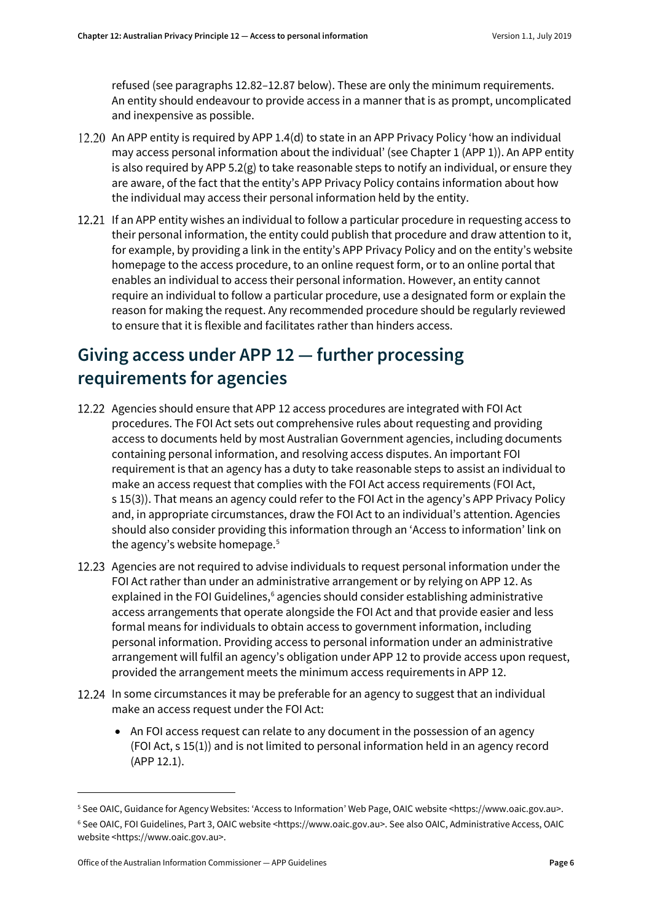refused (see paragraphs 12.82–12.87 below). These are only the minimum requirements. An entity should endeavour to provide access in a manner that is as prompt, uncomplicated and inexpensive as possible.

12.20 An APP entity is required by APP 1.4(d) to state in an APP Privacy Policy 'how an individual may access personal information about the individual' (see Chapter 1 (APP 1)). An APP entity is also required by APP 5.2(g) to take reasonable steps to notify an individual, or ensure they are aware, of the fact that the entity's APP Privacy Policy contains information about how the individual may access their personal information held by the entity.

12.21 If an APP entity wishes an individual to follow a particular procedure in requesting access to their personal information, the entity could publish that procedure and draw attention to it, for example, by providing a link in the entity's APP Privacy Policy and on the entity's website homepage to the access procedure, to an online request form, or to an online portal that enables an individual to access their personal information. However, an entity cannot require an individual to follow a particular procedure, use a designated form or explain the reason for making the request. Any recommended procedure should be regularly reviewed to ensure that it is flexible and facilitates rather than hinders access.

## Giving access under APP 12 — further processing requirements for agencies

12.22 Agencies should ensure that APP 12 access procedures are integrated with FOI Act procedures. The FOI Act sets out comprehensive rules about requesting and providing access to documents held by most Australian Government agencies, including documents containing personal information, and resolving access disputes. An important FOI requirement is that an agency has a duty to take reasonable steps to assist an individual to make an access request that complies with the FOI Act access requirements (FOI Act, s 15(3)). That means an agency could refer to the FOI Act in the agency's APP Privacy Policy and, in appropriate circumstances, draw the FOI Act to an individual's attention. Agencies should also consider providing this information through an 'Access to information' link on the agency's website homepage.[5]

12.23 Agencies are not required to advise individuals to request personal information under the FOI Act rather than under an administrative arrangement or by relying on APP 12. As explained in the FOI Guidelines,[6] agencies should consider establishing administrative access arrangements that operate alongside the FOI Act and that provide easier and less formal means for individuals to obtain access to government information, including personal information. Providing access to personal information under an administrative arrangement will fulfil an agency's obligation under APP 12 to provide access upon request, provided the arrangement meets the minimum access requirements in APP 12.

12.24 In some circumstances it may be preferable for an agency to suggest that an individual make an access request under the FOI Act:

- An FOI access request can relate to any document in the possession of an agency (FOI Act, s 15(1)) and is not limited to personal information held in an agency record (APP 12.1).

---

[5] See OAIC, Guidance for Agency Websites: 'Access to Information' Web Page, OAIC website <https://www.oaic.gov.au>.

[6] See OAIC, FOI Guidelines, Part 3, OAIC website <https://www.oaic.gov.au>. See also OAIC, Administrative Access, OAIC website <https://www.oaic.gov.au>.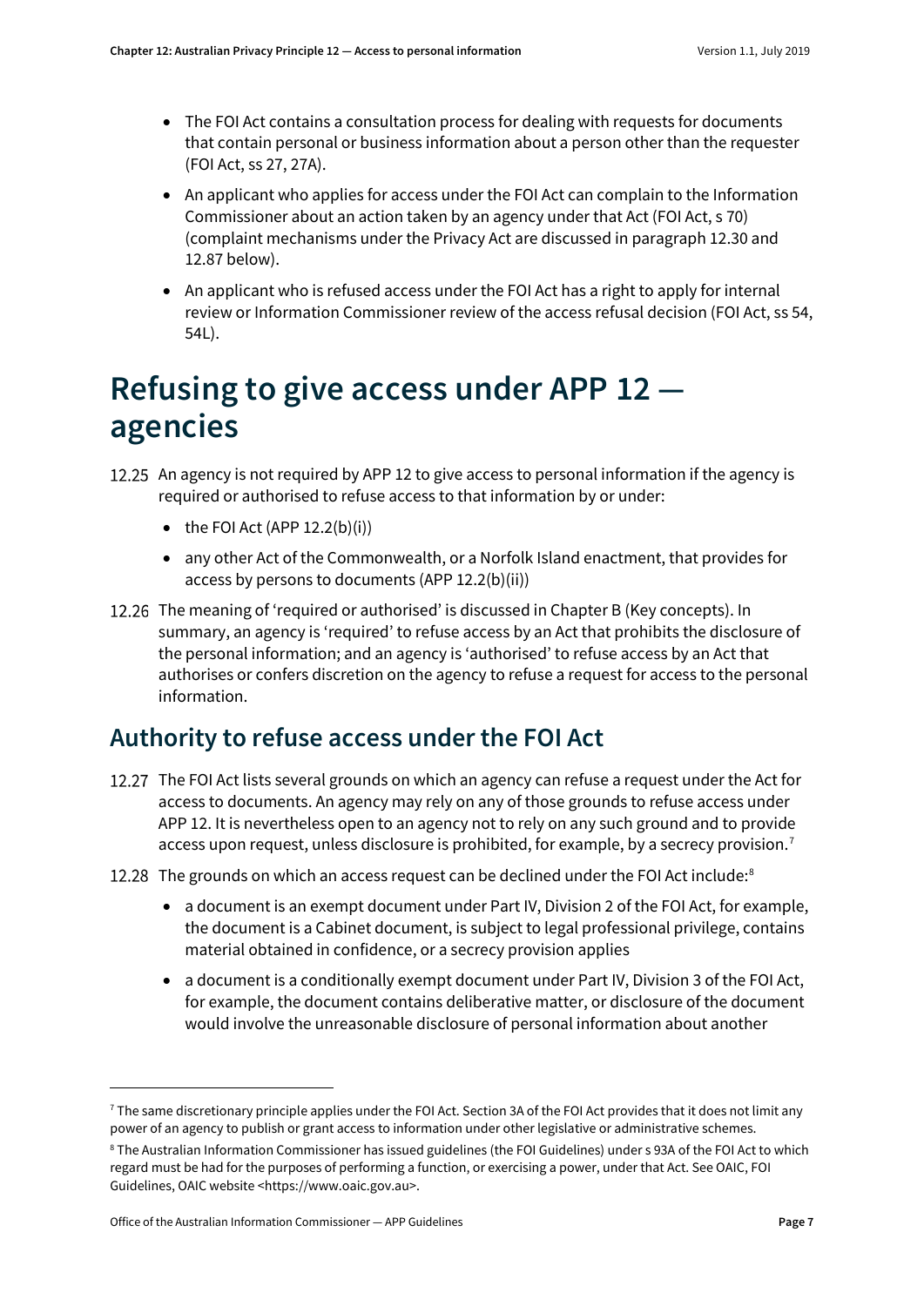- The FOI Act contains a consultation process for dealing with requests for documents that contain personal or business information about a person other than the requester (FOI Act, ss 27, 27A).
- An applicant who applies for access under the FOI Act can complain to the Information Commissioner about an action taken by an agency under that Act (FOI Act, s 70) (complaint mechanisms under the Privacy Act are discussed in paragraph 12.30 and 12.87 below).
- An applicant who is refused access under the FOI Act has a right to apply for internal review or Information Commissioner review of the access refusal decision (FOI Act, ss 54, 54L).

# Refusing to give access under APP 12 — agencies

12.25 An agency is not required by APP 12 to give access to personal information if the agency is required or authorised to refuse access to that information by or under:

- the FOI Act (APP 12.2(b)(i))
- any other Act of the Commonwealth, or a Norfolk Island enactment, that provides for access by persons to documents (APP 12.2(b)(ii))

12.26 The meaning of 'required or authorised' is discussed in Chapter B (Key concepts). In summary, an agency is 'required' to refuse access by an Act that prohibits the disclosure of the personal information; and an agency is 'authorised' to refuse access by an Act that authorises or confers discretion on the agency to refuse a request for access to the personal information.

## Authority to refuse access under the FOI Act

12.27 The FOI Act lists several grounds on which an agency can refuse a request under the Act for access to documents. An agency may rely on any of those grounds to refuse access under APP 12. It is nevertheless open to an agency not to rely on any such ground and to provide access upon request, unless disclosure is prohibited, for example, by a secrecy provision.[7]

12.28 The grounds on which an access request can be declined under the FOI Act include:[8]

- a document is an exempt document under Part IV, Division 2 of the FOI Act, for example, the document is a Cabinet document, is subject to legal professional privilege, contains material obtained in confidence, or a secrecy provision applies
- a document is a conditionally exempt document under Part IV, Division 3 of the FOI Act, for example, the document contains deliberative matter, or disclosure of the document would involve the unreasonable disclosure of personal information about another

---

[7] The same discretionary principle applies under the FOI Act. Section 3A of the FOI Act provides that it does not limit any power of an agency to publish or grant access to information under other legislative or administrative schemes.

[8] The Australian Information Commissioner has issued guidelines (the FOI Guidelines) under s 93A of the FOI Act to which regard must be had for the purposes of performing a function, or exercising a power, under that Act. See OAIC, FOI Guidelines, OAIC website <https://www.oaic.gov.au>.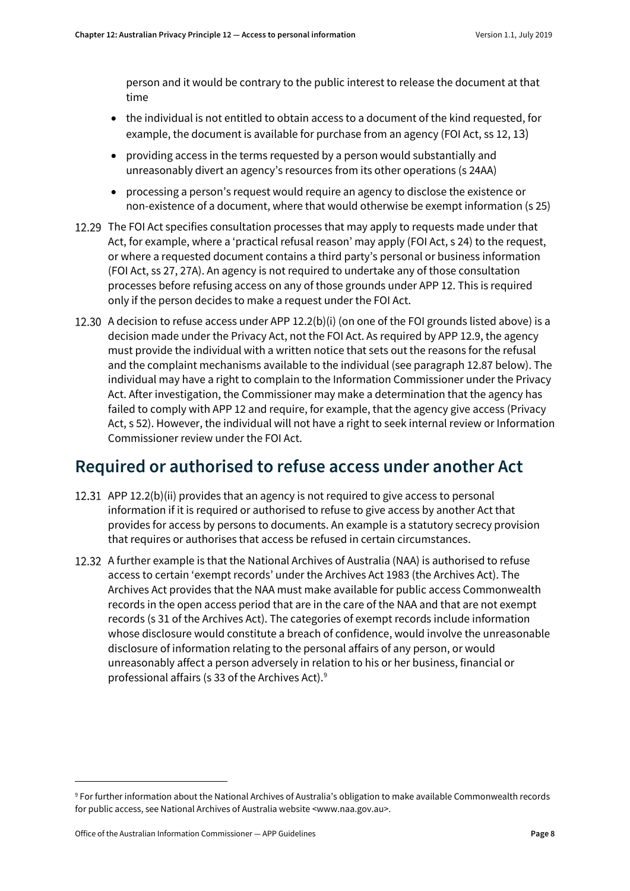person and it would be contrary to the public interest to release the document at that time

- the individual is not entitled to obtain access to a document of the kind requested, for example, the document is available for purchase from an agency (FOI Act, ss 12, 13)
- providing access in the terms requested by a person would substantially and unreasonably divert an agency's resources from its other operations (s 24AA)
- processing a person's request would require an agency to disclose the existence or non-existence of a document, where that would otherwise be exempt information (s 25)

12.29 The FOI Act specifies consultation processes that may apply to requests made under that Act, for example, where a 'practical refusal reason' may apply (FOI Act, s 24) to the request, or where a requested document contains a third party's personal or business information (FOI Act, ss 27, 27A). An agency is not required to undertake any of those consultation processes before refusing access on any of those grounds under APP 12. This is required only if the person decides to make a request under the FOI Act.

12.30 A decision to refuse access under APP 12.2(b)(i) (on one of the FOI grounds listed above) is a decision made under the Privacy Act, not the FOI Act. As required by APP 12.9, the agency must provide the individual with a written notice that sets out the reasons for the refusal and the complaint mechanisms available to the individual (see paragraph 12.87 below). The individual may have a right to complain to the Information Commissioner under the Privacy Act. After investigation, the Commissioner may make a determination that the agency has failed to comply with APP 12 and require, for example, that the agency give access (Privacy Act, s 52). However, the individual will not have a right to seek internal review or Information Commissioner review under the FOI Act.

## Required or authorised to refuse access under another Act

12.31 APP 12.2(b)(ii) provides that an agency is not required to give access to personal information if it is required or authorised to refuse to give access by another Act that provides for access by persons to documents. An example is a statutory secrecy provision that requires or authorises that access be refused in certain circumstances.

12.32 A further example is that the National Archives of Australia (NAA) is authorised to refuse access to certain 'exempt records' under the Archives Act 1983 (the Archives Act). The Archives Act provides that the NAA must make available for public access Commonwealth records in the open access period that are in the care of the NAA and that are not exempt records (s 31 of the Archives Act). The categories of exempt records include information whose disclosure would constitute a breach of confidence, would involve the unreasonable disclosure of information relating to the personal affairs of any person, or would unreasonably affect a person adversely in relation to his or her business, financial or professional affairs (s 33 of the Archives Act).[9]

---

[9] For further information about the National Archives of Australia's obligation to make available Commonwealth records for public access, see National Archives of Australia website <www.naa.gov.au>.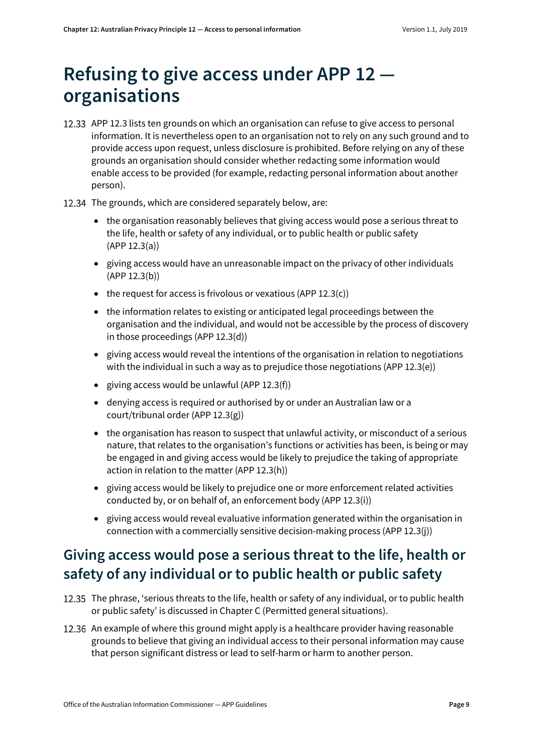# Refusing to give access under APP 12 — organisations

12.33 APP 12.3 lists ten grounds on which an organisation can refuse to give access to personal information. It is nevertheless open to an organisation not to rely on any such ground and to provide access upon request, unless disclosure is prohibited. Before relying on any of these grounds an organisation should consider whether redacting some information would enable access to be provided (for example, redacting personal information about another person).

12.34 The grounds, which are considered separately below, are:

- the organisation reasonably believes that giving access would pose a serious threat to the life, health or safety of any individual, or to public health or public safety (APP 12.3(a))
- giving access would have an unreasonable impact on the privacy of other individuals (APP 12.3(b))
- the request for access is frivolous or vexatious (APP 12.3(c))
- the information relates to existing or anticipated legal proceedings between the organisation and the individual, and would not be accessible by the process of discovery in those proceedings (APP 12.3(d))
- giving access would reveal the intentions of the organisation in relation to negotiations with the individual in such a way as to prejudice those negotiations (APP 12.3(e))
- giving access would be unlawful (APP 12.3(f))
- denying access is required or authorised by or under an Australian law or a court/tribunal order (APP 12.3(g))
- the organisation has reason to suspect that unlawful activity, or misconduct of a serious nature, that relates to the organisation's functions or activities has been, is being or may be engaged in and giving access would be likely to prejudice the taking of appropriate action in relation to the matter (APP 12.3(h))
- giving access would be likely to prejudice one or more enforcement related activities conducted by, or on behalf of, an enforcement body (APP 12.3(i))
- giving access would reveal evaluative information generated within the organisation in connection with a commercially sensitive decision-making process (APP 12.3(j))

## Giving access would pose a serious threat to the life, health or safety of any individual or to public health or public safety

12.35 The phrase, 'serious threats to the life, health or safety of any individual, or to public health or public safety' is discussed in Chapter C (Permitted general situations).

12.36 An example of where this ground might apply is a healthcare provider having reasonable grounds to believe that giving an individual access to their personal information may cause that person significant distress or lead to self-harm or harm to another person.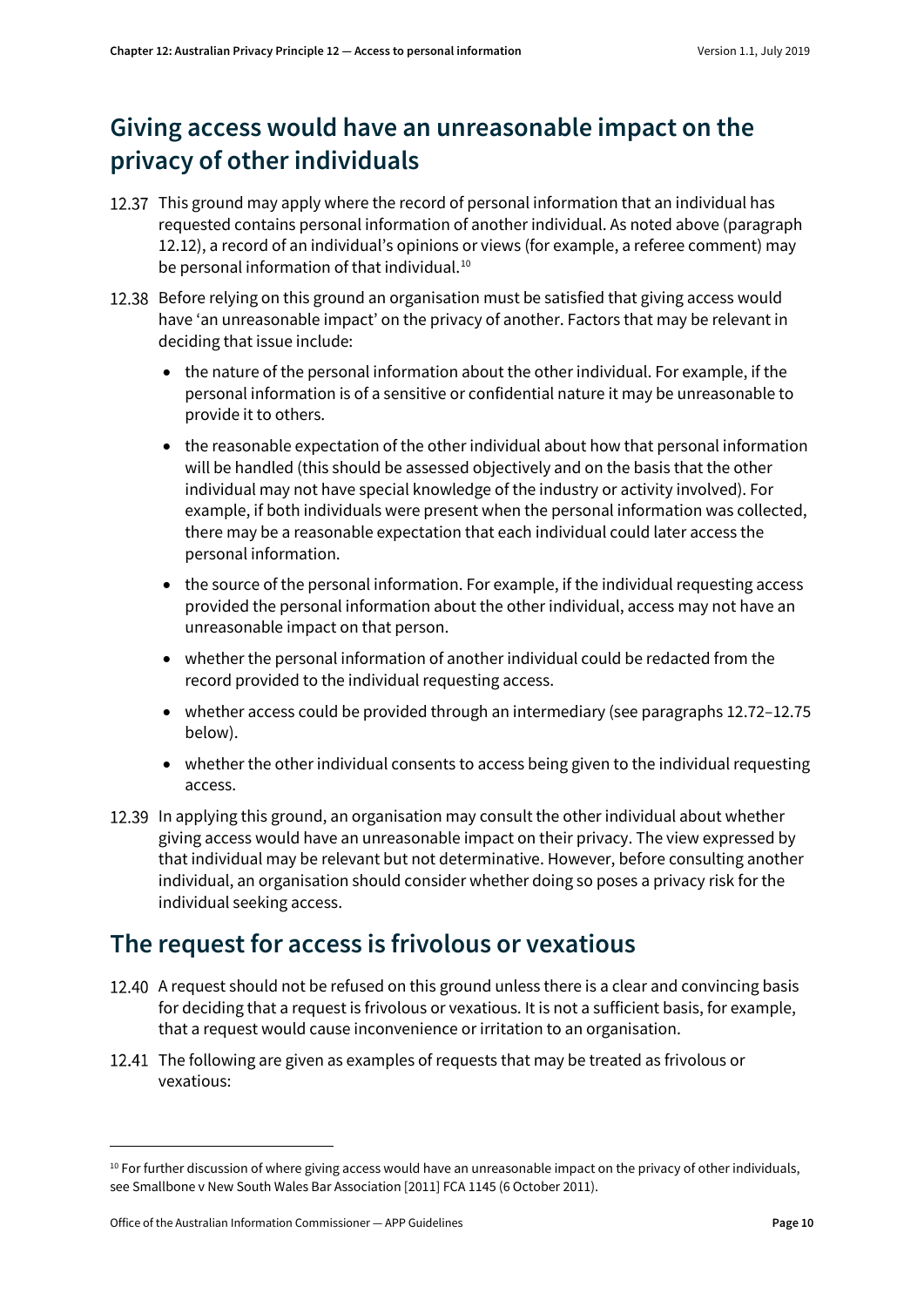## Giving access would have an unreasonable impact on the privacy of other individuals

12.37 This ground may apply where the record of personal information that an individual has requested contains personal information of another individual. As noted above (paragraph 12.12), a record of an individual's opinions or views (for example, a referee comment) may be personal information of that individual.[10]

12.38 Before relying on this ground an organisation must be satisfied that giving access would have 'an unreasonable impact' on the privacy of another. Factors that may be relevant in deciding that issue include:

- the nature of the personal information about the other individual. For example, if the personal information is of a sensitive or confidential nature it may be unreasonable to provide it to others.
- the reasonable expectation of the other individual about how that personal information will be handled (this should be assessed objectively and on the basis that the other individual may not have special knowledge of the industry or activity involved). For example, if both individuals were present when the personal information was collected, there may be a reasonable expectation that each individual could later access the personal information.
- the source of the personal information. For example, if the individual requesting access provided the personal information about the other individual, access may not have an unreasonable impact on that person.
- whether the personal information of another individual could be redacted from the record provided to the individual requesting access.
- whether access could be provided through an intermediary (see paragraphs 12.72–12.75 below).
- whether the other individual consents to access being given to the individual requesting access.

12.39 In applying this ground, an organisation may consult the other individual about whether giving access would have an unreasonable impact on their privacy. The view expressed by that individual may be relevant but not determinative. However, before consulting another individual, an organisation should consider whether doing so poses a privacy risk for the individual seeking access.

## The request for access is frivolous or vexatious

12.40 A request should not be refused on this ground unless there is a clear and convincing basis for deciding that a request is frivolous or vexatious. It is not a sufficient basis, for example, that a request would cause inconvenience or irritation to an organisation.

12.41 The following are given as examples of requests that may be treated as frivolous or vexatious:

---

[10] For further discussion of where giving access would have an unreasonable impact on the privacy of other individuals, see Smallbone v New South Wales Bar Association [2011] FCA 1145 (6 October 2011).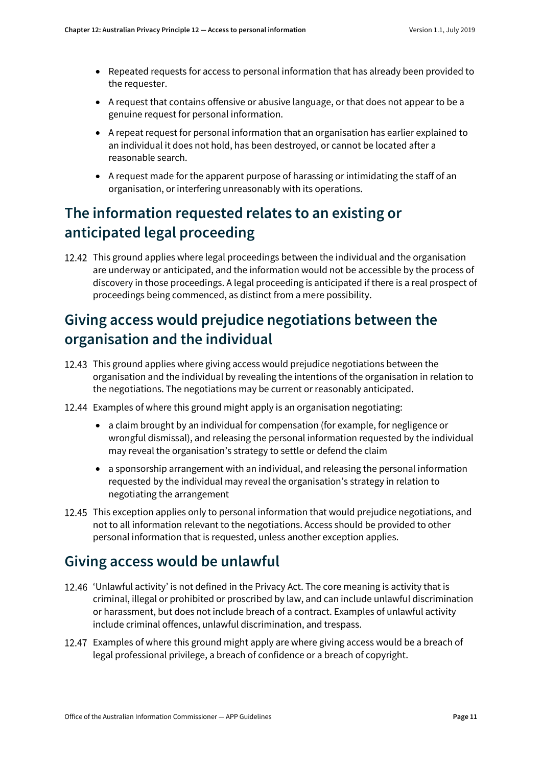- Repeated requests for access to personal information that has already been provided to the requester.
- A request that contains offensive or abusive language, or that does not appear to be a genuine request for personal information.
- A repeat request for personal information that an organisation has earlier explained to an individual it does not hold, has been destroyed, or cannot be located after a reasonable search.
- A request made for the apparent purpose of harassing or intimidating the staff of an organisation, or interfering unreasonably with its operations.

## The information requested relates to an existing or anticipated legal proceeding

12.42 This ground applies where legal proceedings between the individual and the organisation are underway or anticipated, and the information would not be accessible by the process of discovery in those proceedings. A legal proceeding is anticipated if there is a real prospect of proceedings being commenced, as distinct from a mere possibility.

## Giving access would prejudice negotiations between the organisation and the individual

12.43 This ground applies where giving access would prejudice negotiations between the organisation and the individual by revealing the intentions of the organisation in relation to the negotiations. The negotiations may be current or reasonably anticipated.

12.44 Examples of where this ground might apply is an organisation negotiating:

- a claim brought by an individual for compensation (for example, for negligence or wrongful dismissal), and releasing the personal information requested by the individual may reveal the organisation's strategy to settle or defend the claim
- a sponsorship arrangement with an individual, and releasing the personal information requested by the individual may reveal the organisation's strategy in relation to negotiating the arrangement

12.45 This exception applies only to personal information that would prejudice negotiations, and not to all information relevant to the negotiations. Access should be provided to other personal information that is requested, unless another exception applies.

## Giving access would be unlawful

12.46 'Unlawful activity' is not defined in the Privacy Act. The core meaning is activity that is criminal, illegal or prohibited or proscribed by law, and can include unlawful discrimination or harassment, but does not include breach of a contract. Examples of unlawful activity include criminal offences, unlawful discrimination, and trespass.

12.47 Examples of where this ground might apply are where giving access would be a breach of legal professional privilege, a breach of confidence or a breach of copyright.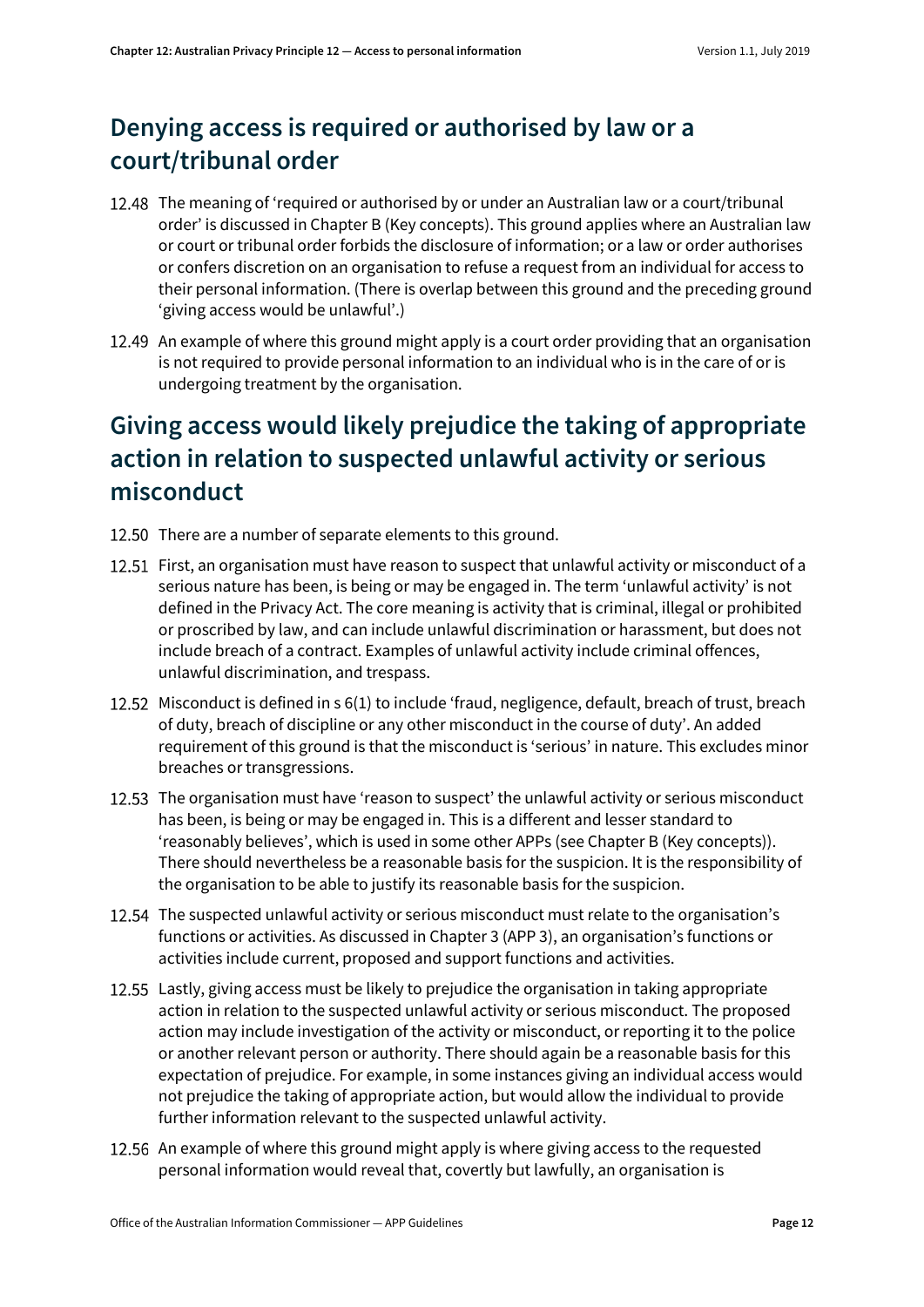## Denying access is required or authorised by law or a court/tribunal order

12.48 The meaning of 'required or authorised by or under an Australian law or a court/tribunal order' is discussed in Chapter B (Key concepts). This ground applies where an Australian law or court or tribunal order forbids the disclosure of information; or a law or order authorises or confers discretion on an organisation to refuse a request from an individual for access to their personal information. (There is overlap between this ground and the preceding ground 'giving access would be unlawful'.)

12.49 An example of where this ground might apply is a court order providing that an organisation is not required to provide personal information to an individual who is in the care of or is undergoing treatment by the organisation.

## Giving access would likely prejudice the taking of appropriate action in relation to suspected unlawful activity or serious misconduct

12.50 There are a number of separate elements to this ground.

12.51 First, an organisation must have reason to suspect that unlawful activity or misconduct of a serious nature has been, is being or may be engaged in. The term 'unlawful activity' is not defined in the Privacy Act. The core meaning is activity that is criminal, illegal or prohibited or proscribed by law, and can include unlawful discrimination or harassment, but does not include breach of a contract. Examples of unlawful activity include criminal offences, unlawful discrimination, and trespass.

12.52 Misconduct is defined in s 6(1) to include 'fraud, negligence, default, breach of trust, breach of duty, breach of discipline or any other misconduct in the course of duty'. An added requirement of this ground is that the misconduct is 'serious' in nature. This excludes minor breaches or transgressions.

12.53 The organisation must have 'reason to suspect' the unlawful activity or serious misconduct has been, is being or may be engaged in. This is a different and lesser standard to 'reasonably believes', which is used in some other APPs (see Chapter B (Key concepts)). There should nevertheless be a reasonable basis for the suspicion. It is the responsibility of the organisation to be able to justify its reasonable basis for the suspicion.

12.54 The suspected unlawful activity or serious misconduct must relate to the organisation's functions or activities. As discussed in Chapter 3 (APP 3), an organisation's functions or activities include current, proposed and support functions and activities.

12.55 Lastly, giving access must be likely to prejudice the organisation in taking appropriate action in relation to the suspected unlawful activity or serious misconduct. The proposed action may include investigation of the activity or misconduct, or reporting it to the police or another relevant person or authority. There should again be a reasonable basis for this expectation of prejudice. For example, in some instances giving an individual access would not prejudice the taking of appropriate action, but would allow the individual to provide further information relevant to the suspected unlawful activity.

12.56 An example of where this ground might apply is where giving access to the requested personal information would reveal that, covertly but lawfully, an organisation is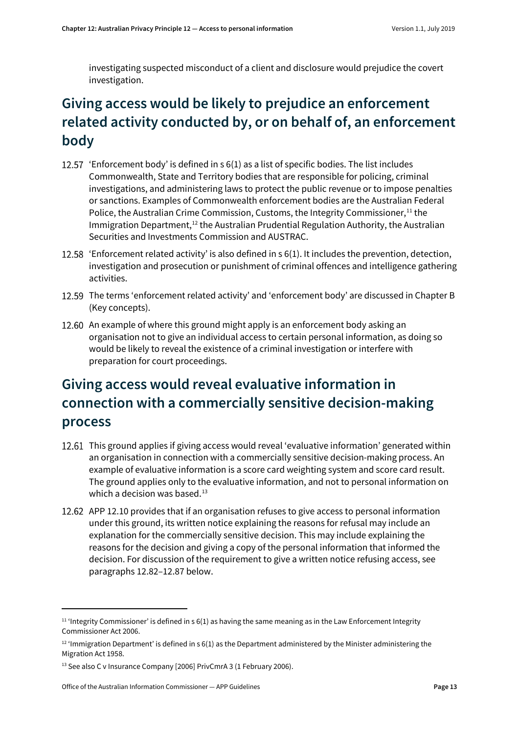investigating suspected misconduct of a client and disclosure would prejudice the covert investigation.

## Giving access would be likely to prejudice an enforcement related activity conducted by, or on behalf of, an enforcement body

12.57 'Enforcement body' is defined in s 6(1) as a list of specific bodies. The list includes Commonwealth, State and Territory bodies that are responsible for policing, criminal investigations, and administering laws to protect the public revenue or to impose penalties or sanctions. Examples of Commonwealth enforcement bodies are the Australian Federal Police, the Australian Crime Commission, Customs, the Integrity Commissioner,[11] the Immigration Department,[12] the Australian Prudential Regulation Authority, the Australian Securities and Investments Commission and AUSTRAC.

12.58 'Enforcement related activity' is also defined in s 6(1). It includes the prevention, detection, investigation and prosecution or punishment of criminal offences and intelligence gathering activities.

12.59 The terms 'enforcement related activity' and 'enforcement body' are discussed in Chapter B (Key concepts).

12.60 An example of where this ground might apply is an enforcement body asking an organisation not to give an individual access to certain personal information, as doing so would be likely to reveal the existence of a criminal investigation or interfere with preparation for court proceedings.

## Giving access would reveal evaluative information in connection with a commercially sensitive decision-making process

12.61 This ground applies if giving access would reveal 'evaluative information' generated within an organisation in connection with a commercially sensitive decision-making process. An example of evaluative information is a score card weighting system and score card result. The ground applies only to the evaluative information, and not to personal information on which a decision was based.[13]

12.62 APP 12.10 provides that if an organisation refuses to give access to personal information under this ground, its written notice explaining the reasons for refusal may include an explanation for the commercially sensitive decision. This may include explaining the reasons for the decision and giving a copy of the personal information that informed the decision. For discussion of the requirement to give a written notice refusing access, see paragraphs 12.82–12.87 below.

---

[11] 'Integrity Commissioner' is defined in s 6(1) as having the same meaning as in the Law Enforcement Integrity Commissioner Act 2006.

[12] 'Immigration Department' is defined in s 6(1) as the Department administered by the Minister administering the Migration Act 1958.

[13] See also C v Insurance Company [2006] PrivCmrA 3 (1 February 2006).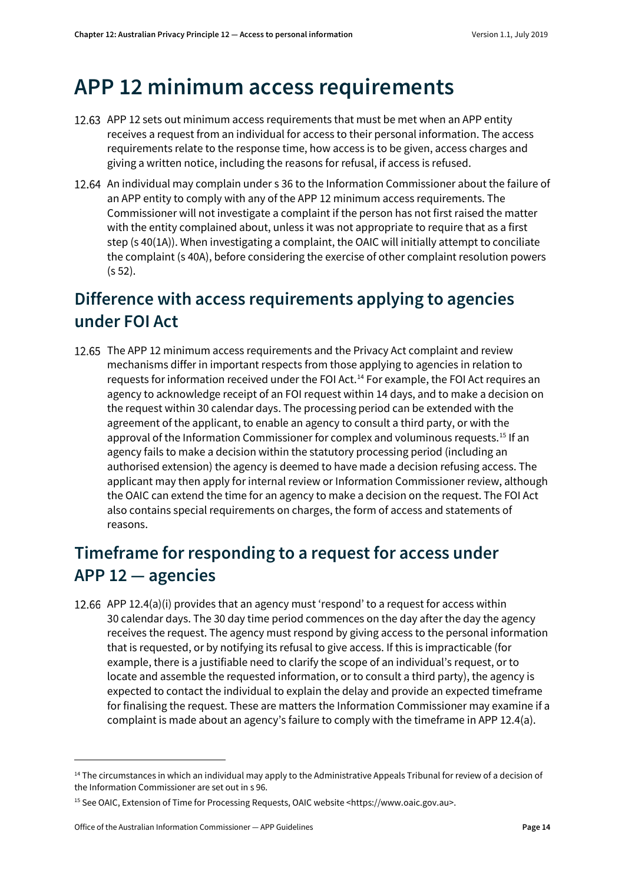# APP 12 minimum access requirements

12.63 APP 12 sets out minimum access requirements that must be met when an APP entity receives a request from an individual for access to their personal information. The access requirements relate to the response time, how access is to be given, access charges and giving a written notice, including the reasons for refusal, if access is refused.

12.64 An individual may complain under s 36 to the Information Commissioner about the failure of an APP entity to comply with any of the APP 12 minimum access requirements. The Commissioner will not investigate a complaint if the person has not first raised the matter with the entity complained about, unless it was not appropriate to require that as a first step (s 40(1A)). When investigating a complaint, the OAIC will initially attempt to conciliate the complaint (s 40A), before considering the exercise of other complaint resolution powers (s 52).

## Difference with access requirements applying to agencies under FOI Act

12.65 The APP 12 minimum access requirements and the Privacy Act complaint and review mechanisms differ in important respects from those applying to agencies in relation to requests for information received under the FOI Act.[14] For example, the FOI Act requires an agency to acknowledge receipt of an FOI request within 14 days, and to make a decision on the request within 30 calendar days. The processing period can be extended with the agreement of the applicant, to enable an agency to consult a third party, or with the approval of the Information Commissioner for complex and voluminous requests.[15] If an agency fails to make a decision within the statutory processing period (including an authorised extension) the agency is deemed to have made a decision refusing access. The applicant may then apply for internal review or Information Commissioner review, although the OAIC can extend the time for an agency to make a decision on the request. The FOI Act also contains special requirements on charges, the form of access and statements of reasons.

## Timeframe for responding to a request for access under APP 12 — agencies

12.66 APP 12.4(a)(i) provides that an agency must 'respond' to a request for access within 30 calendar days. The 30 day time period commences on the day after the day the agency receives the request. The agency must respond by giving access to the personal information that is requested, or by notifying its refusal to give access. If this is impracticable (for example, there is a justifiable need to clarify the scope of an individual's request, or to locate and assemble the requested information, or to consult a third party), the agency is expected to contact the individual to explain the delay and provide an expected timeframe for finalising the request. These are matters the Information Commissioner may examine if a complaint is made about an agency's failure to comply with the timeframe in APP 12.4(a).

---

[14] The circumstances in which an individual may apply to the Administrative Appeals Tribunal for review of a decision of the Information Commissioner are set out in s 96.

[15] See OAIC, Extension of Time for Processing Requests, OAIC website <https://www.oaic.gov.au>.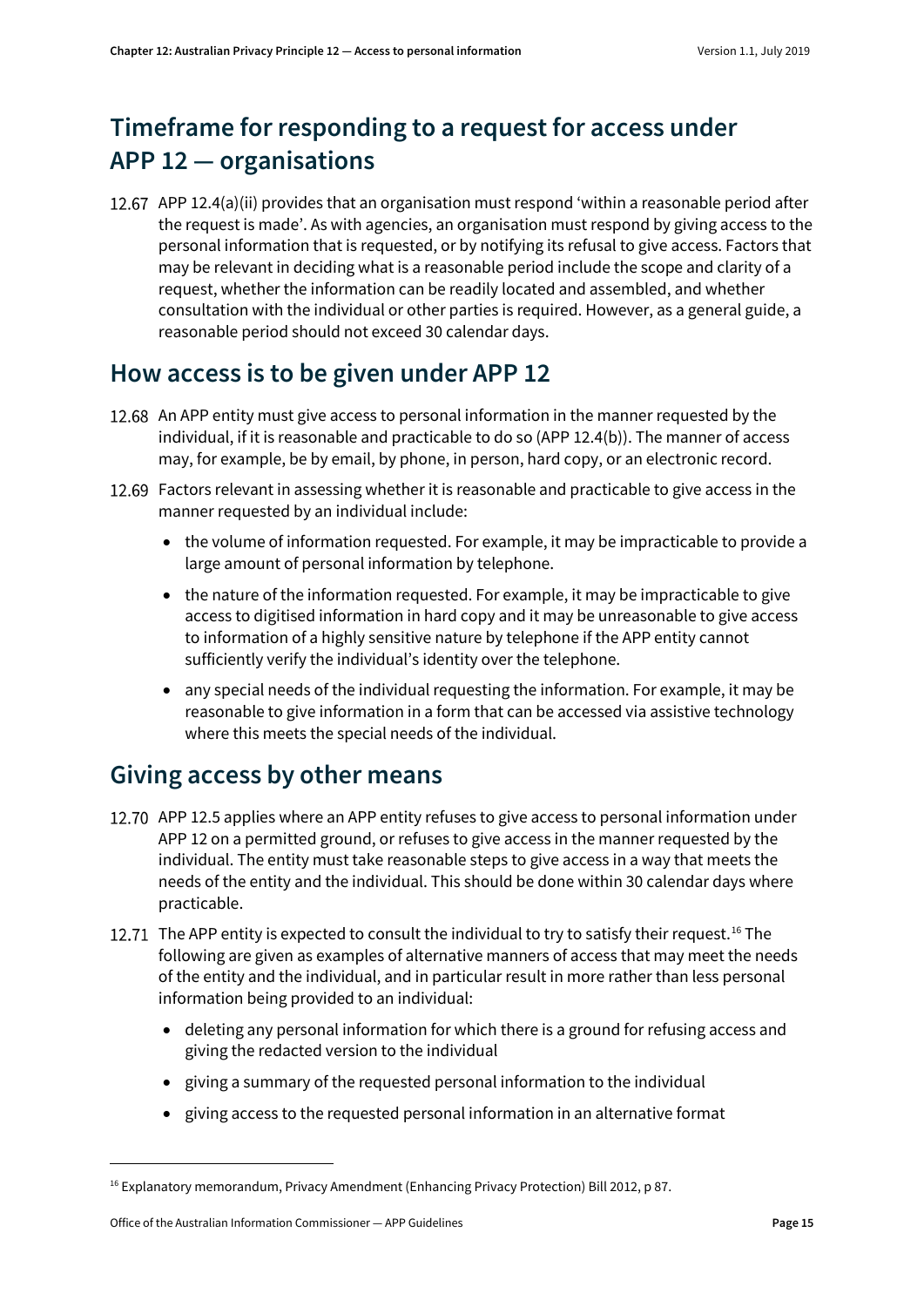## Timeframe for responding to a request for access under APP 12 — organisations

12.67 APP 12.4(a)(ii) provides that an organisation must respond 'within a reasonable period after the request is made'. As with agencies, an organisation must respond by giving access to the personal information that is requested, or by notifying its refusal to give access. Factors that may be relevant in deciding what is a reasonable period include the scope and clarity of a request, whether the information can be readily located and assembled, and whether consultation with the individual or other parties is required. However, as a general guide, a reasonable period should not exceed 30 calendar days.

## How access is to be given under APP 12

12.68 An APP entity must give access to personal information in the manner requested by the individual, if it is reasonable and practicable to do so (APP 12.4(b)). The manner of access may, for example, be by email, by phone, in person, hard copy, or an electronic record.

12.69 Factors relevant in assessing whether it is reasonable and practicable to give access in the manner requested by an individual include:

- the volume of information requested. For example, it may be impracticable to provide a large amount of personal information by telephone.
- the nature of the information requested. For example, it may be impracticable to give access to digitised information in hard copy and it may be unreasonable to give access to information of a highly sensitive nature by telephone if the APP entity cannot sufficiently verify the individual's identity over the telephone.
- any special needs of the individual requesting the information. For example, it may be reasonable to give information in a form that can be accessed via assistive technology where this meets the special needs of the individual.

## Giving access by other means

12.70 APP 12.5 applies where an APP entity refuses to give access to personal information under APP 12 on a permitted ground, or refuses to give access in the manner requested by the individual. The entity must take reasonable steps to give access in a way that meets the needs of the entity and the individual. This should be done within 30 calendar days where practicable.

12.71 The APP entity is expected to consult the individual to try to satisfy their request.[16] The following are given as examples of alternative manners of access that may meet the needs of the entity and the individual, and in particular result in more rather than less personal information being provided to an individual:

- deleting any personal information for which there is a ground for refusing access and giving the redacted version to the individual
- giving a summary of the requested personal information to the individual
- giving access to the requested personal information in an alternative format

---

[16] Explanatory memorandum, Privacy Amendment (Enhancing Privacy Protection) Bill 2012, p 87.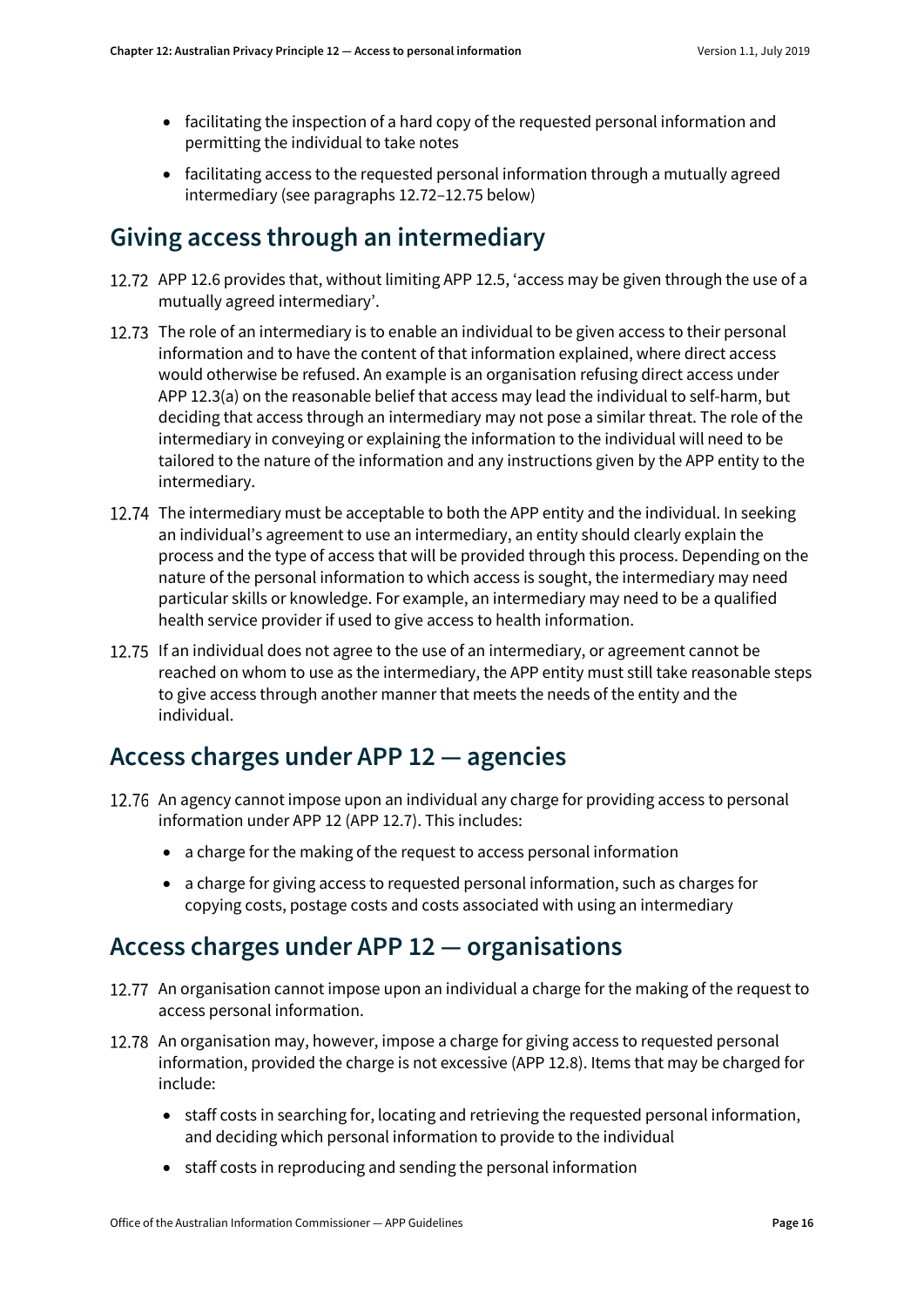- facilitating the inspection of a hard copy of the requested personal information and permitting the individual to take notes
- facilitating access to the requested personal information through a mutually agreed intermediary (see paragraphs 12.72–12.75 below)

## Giving access through an intermediary

12.72 APP 12.6 provides that, without limiting APP 12.5, 'access may be given through the use of a mutually agreed intermediary'.

12.73 The role of an intermediary is to enable an individual to be given access to their personal information and to have the content of that information explained, where direct access would otherwise be refused. An example is an organisation refusing direct access under APP 12.3(a) on the reasonable belief that access may lead the individual to self-harm, but deciding that access through an intermediary may not pose a similar threat. The role of the intermediary in conveying or explaining the information to the individual will need to be tailored to the nature of the information and any instructions given by the APP entity to the intermediary.

12.74 The intermediary must be acceptable to both the APP entity and the individual. In seeking an individual's agreement to use an intermediary, an entity should clearly explain the process and the type of access that will be provided through this process. Depending on the nature of the personal information to which access is sought, the intermediary may need particular skills or knowledge. For example, an intermediary may need to be a qualified health service provider if used to give access to health information.

12.75 If an individual does not agree to the use of an intermediary, or agreement cannot be reached on whom to use as the intermediary, the APP entity must still take reasonable steps to give access through another manner that meets the needs of the entity and the individual.

## Access charges under APP 12 — agencies

12.76 An agency cannot impose upon an individual any charge for providing access to personal information under APP 12 (APP 12.7). This includes:

- a charge for the making of the request to access personal information
- a charge for giving access to requested personal information, such as charges for copying costs, postage costs and costs associated with using an intermediary

## Access charges under APP 12 — organisations

12.77 An organisation cannot impose upon an individual a charge for the making of the request to access personal information.

12.78 An organisation may, however, impose a charge for giving access to requested personal information, provided the charge is not excessive (APP 12.8). Items that may be charged for include:

- staff costs in searching for, locating and retrieving the requested personal information, and deciding which personal information to provide to the individual
- staff costs in reproducing and sending the personal information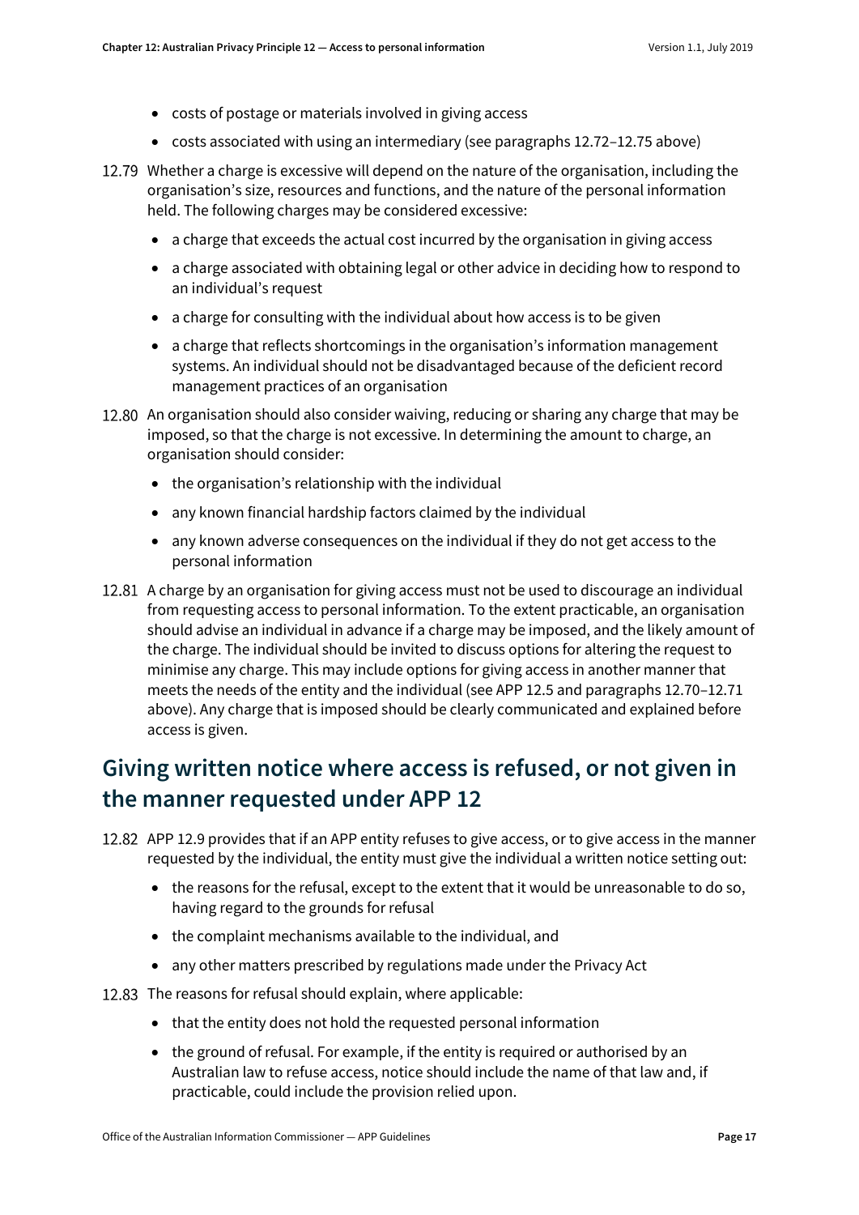- costs of postage or materials involved in giving access
- costs associated with using an intermediary (see paragraphs 12.72–12.75 above)

12.79 Whether a charge is excessive will depend on the nature of the organisation, including the organisation's size, resources and functions, and the nature of the personal information held. The following charges may be considered excessive:

- a charge that exceeds the actual cost incurred by the organisation in giving access
- a charge associated with obtaining legal or other advice in deciding how to respond to an individual's request
- a charge for consulting with the individual about how access is to be given
- a charge that reflects shortcomings in the organisation's information management systems. An individual should not be disadvantaged because of the deficient record management practices of an organisation

12.80 An organisation should also consider waiving, reducing or sharing any charge that may be imposed, so that the charge is not excessive. In determining the amount to charge, an organisation should consider:

- the organisation's relationship with the individual
- any known financial hardship factors claimed by the individual
- any known adverse consequences on the individual if they do not get access to the personal information

12.81 A charge by an organisation for giving access must not be used to discourage an individual from requesting access to personal information. To the extent practicable, an organisation should advise an individual in advance if a charge may be imposed, and the likely amount of the charge. The individual should be invited to discuss options for altering the request to minimise any charge. This may include options for giving access in another manner that meets the needs of the entity and the individual (see APP 12.5 and paragraphs 12.70–12.71 above). Any charge that is imposed should be clearly communicated and explained before access is given.

## Giving written notice where access is refused, or not given in the manner requested under APP 12

12.82 APP 12.9 provides that if an APP entity refuses to give access, or to give access in the manner requested by the individual, the entity must give the individual a written notice setting out:

- the reasons for the refusal, except to the extent that it would be unreasonable to do so, having regard to the grounds for refusal
- the complaint mechanisms available to the individual, and
- any other matters prescribed by regulations made under the Privacy Act

12.83 The reasons for refusal should explain, where applicable:

- that the entity does not hold the requested personal information
- the ground of refusal. For example, if the entity is required or authorised by an Australian law to refuse access, notice should include the name of that law and, if practicable, could include the provision relied upon.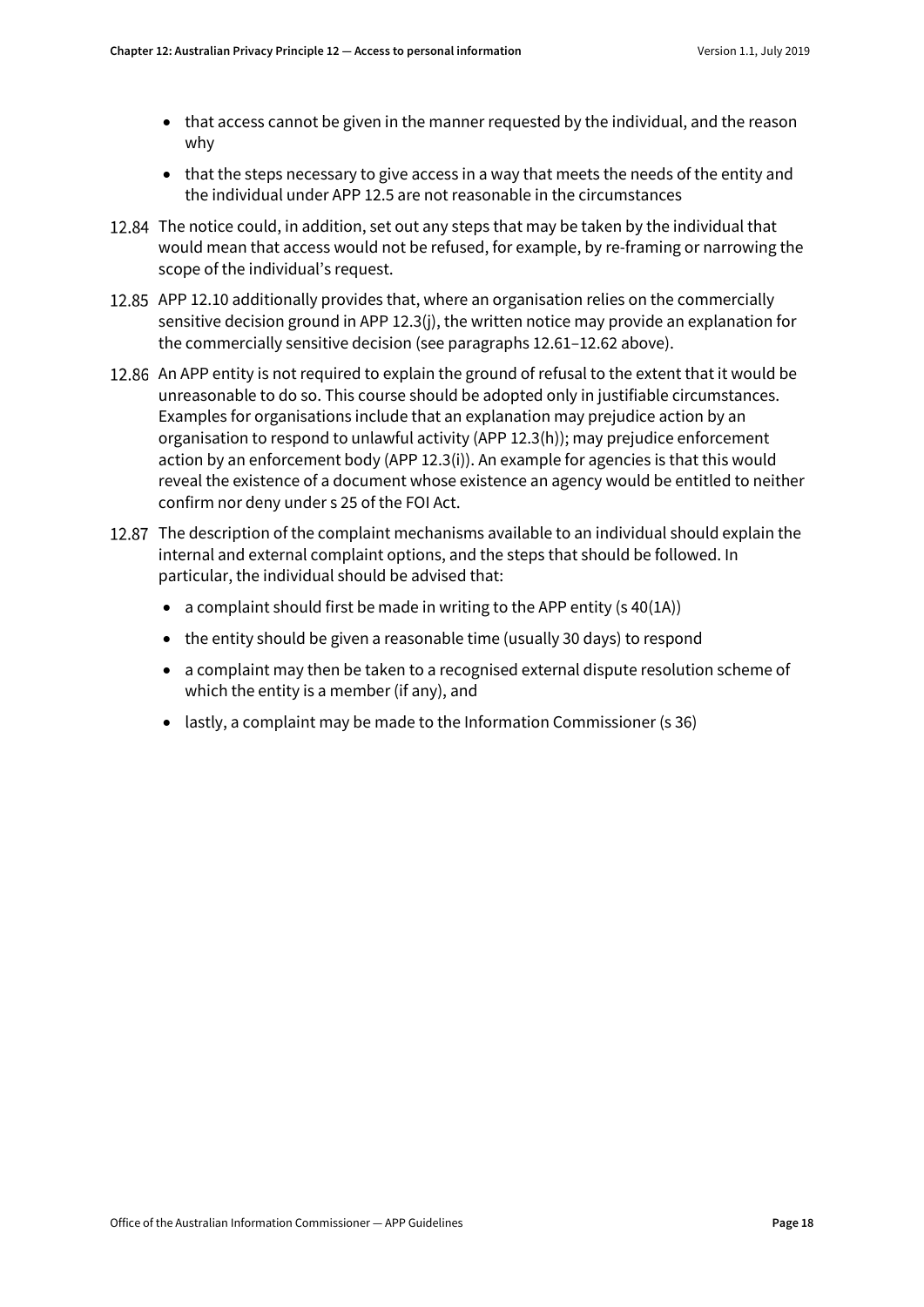- that access cannot be given in the manner requested by the individual, and the reason why
- that the steps necessary to give access in a way that meets the needs of the entity and the individual under APP 12.5 are not reasonable in the circumstances

12.84 The notice could, in addition, set out any steps that may be taken by the individual that would mean that access would not be refused, for example, by re-framing or narrowing the scope of the individual's request.

12.85 APP 12.10 additionally provides that, where an organisation relies on the commercially sensitive decision ground in APP 12.3(j), the written notice may provide an explanation for the commercially sensitive decision (see paragraphs 12.61–12.62 above).

12.86 An APP entity is not required to explain the ground of refusal to the extent that it would be unreasonable to do so. This course should be adopted only in justifiable circumstances. Examples for organisations include that an explanation may prejudice action by an organisation to respond to unlawful activity (APP 12.3(h)); may prejudice enforcement action by an enforcement body (APP 12.3(i)). An example for agencies is that this would reveal the existence of a document whose existence an agency would be entitled to neither confirm nor deny under s 25 of the FOI Act.

12.87 The description of the complaint mechanisms available to an individual should explain the internal and external complaint options, and the steps that should be followed. In particular, the individual should be advised that:

- a complaint should first be made in writing to the APP entity (s 40(1A))
- the entity should be given a reasonable time (usually 30 days) to respond
- a complaint may then be taken to a recognised external dispute resolution scheme of which the entity is a member (if any), and
- lastly, a complaint may be made to the Information Commissioner (s 36)